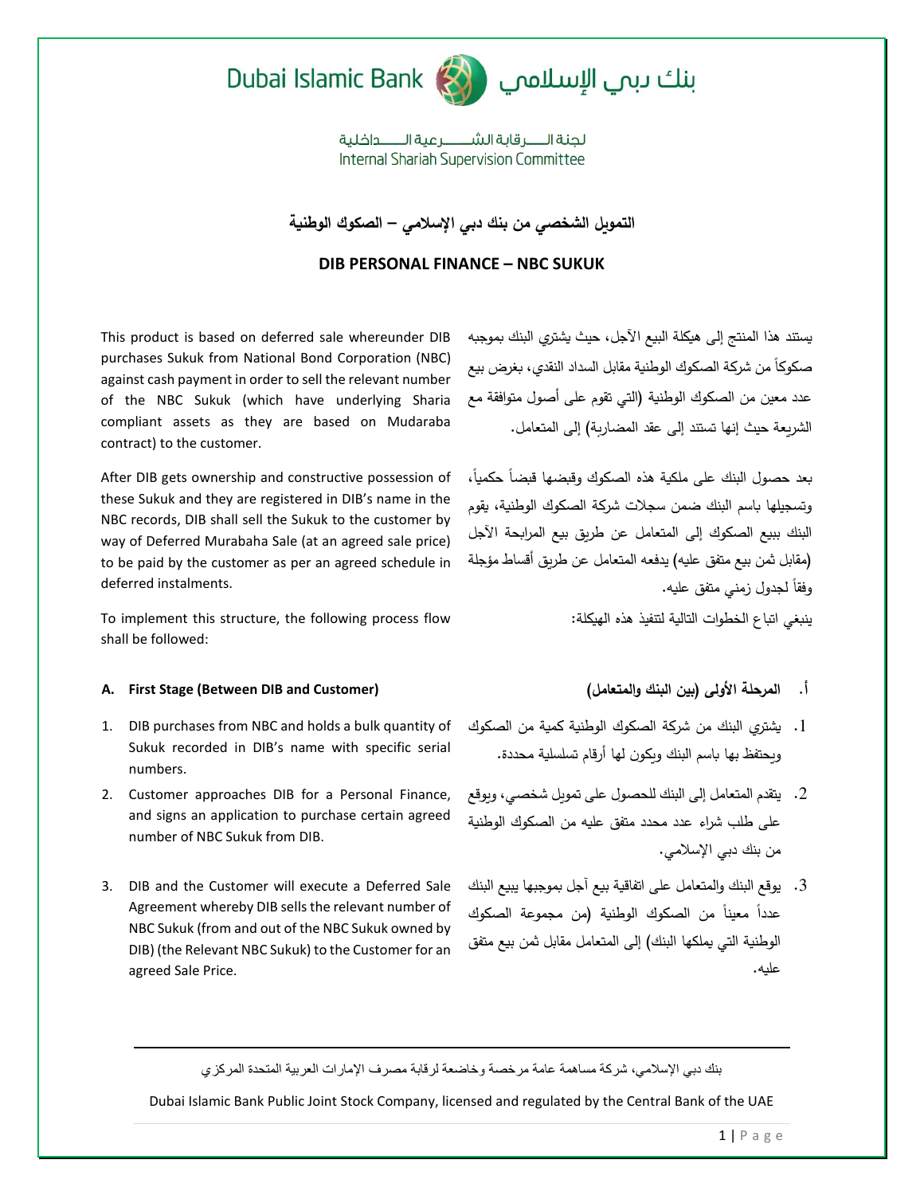Dubai Islamic Bank بنك دبي الإسلامي

لجنة الرقابة الشرعية الداخلية
Internal Shariah Supervision Committee

# التمويل الشخصي من بنك دبي الإسلامي – الصكوك الوطنية

# DIB PERSONAL FINANCE – NBC SUKUK

This product is based on deferred sale whereunder DIB purchases Sukuk from National Bond Corporation (NBC) against cash payment in order to sell the relevant number of the NBC Sukuk (which have underlying Sharia compliant assets as they are based on Mudaraba contract) to the customer.

After DIB gets ownership and constructive possession of these Sukuk and they are registered in DIB's name in the NBC records, DIB shall sell the Sukuk to the customer by way of Deferred Murabaha Sale (at an agreed sale price) to be paid by the customer as per an agreed schedule in deferred instalments.

To implement this structure, the following process flow shall be followed:

**A. First Stage (Between DIB and Customer)**

1. DIB purchases from NBC and holds a bulk quantity of Sukuk recorded in DIB's name with specific serial numbers.
2. Customer approaches DIB for a Personal Finance, and signs an application to purchase certain agreed number of NBC Sukuk from DIB.
3. DIB and the Customer will execute a Deferred Sale Agreement whereby DIB sells the relevant number of NBC Sukuk (from and out of the NBC Sukuk owned by DIB) (the Relevant NBC Sukuk) to the Customer for an agreed Sale Price.

يستند هذا المنتج إلى هيكلة البيع الآجل، حيث يشتري البنك بموجبه صكوكاً من شركة الصكوك الوطنية مقابل السداد النقدي، بغرض بيع عدد معين من الصكوك الوطنية (التي تقوم على أصول متوافقة مع الشريعة حيث إنها تستند إلى عقد المضاربة) إلى المتعامل.

بعد حصول البنك على ملكية هذه الصكوك وقبضها قبضاً حكمياً، وتسجيلها باسم البنك ضمن سجلات شركة الصكوك الوطنية، يقوم البنك ببيع الصكوك إلى المتعامل عن طريق بيع المرابحة الآجل (مقابل ثمن بيع متفق عليه) يدفعه المتعامل عن طريق أقساط مؤجلة وفقاً لجدول زمني متفق عليه.

ينبغي اتباع الخطوات التالية لتنفيذ هذه الهيكلة:

**أ. المرحلة الأولى (بين البنك والمتعامل)**

1. يشتري البنك من شركة الصكوك الوطنية كمية من الصكوك ويحتفظ بها باسم البنك ويكون لها أرقام تسلسلية محددة.
2. يتقدم المتعامل إلى البنك للحصول على تمويل شخصي، ويوقع على طلب شراء عدد محدد متفق عليه من الصكوك الوطنية من بنك دبي الإسلامي.
3. يوقع البنك والمتعامل على اتفاقية بيع آجل بموجبها يبيع البنك عدداً معيناً من الصكوك الوطنية (من مجموعة الصكوك الوطنية التي يملكها البنك) إلى المتعامل مقابل ثمن بيع متفق عليه.

بنك دبي الإسلامي، شركة مساهمة عامة مرخصة وخاضعة لرقابة مصرف الإمارات العربية المتحدة المركزي

Dubai Islamic Bank Public Joint Stock Company, licensed and regulated by the Central Bank of the UAE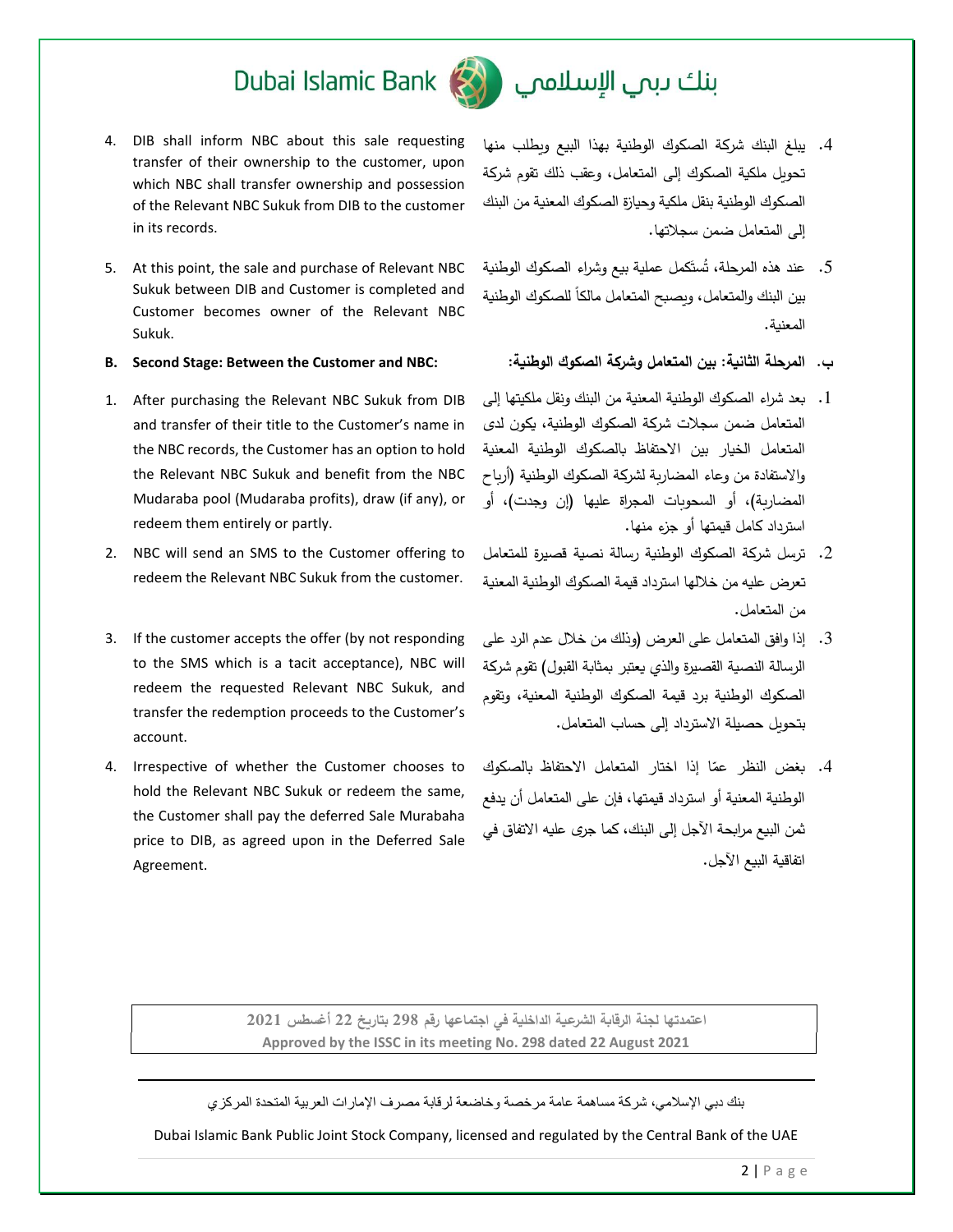4. DIB shall inform NBC about this sale requesting transfer of their ownership to the customer, upon which NBC shall transfer ownership and possession of the Relevant NBC Sukuk from DIB to the customer in its records.

5. At this point, the sale and purchase of Relevant NBC Sukuk between DIB and Customer is completed and Customer becomes owner of the Relevant NBC Sukuk.

**B. Second Stage: Between the Customer and NBC:**

1. After purchasing the Relevant NBC Sukuk from DIB and transfer of their title to the Customer's name in the NBC records, the Customer has an option to hold the Relevant NBC Sukuk and benefit from the NBC Mudaraba pool (Mudaraba profits), draw (if any), or redeem them entirely or partly.

2. NBC will send an SMS to the Customer offering to redeem the Relevant NBC Sukuk from the customer.

3. If the customer accepts the offer (by not responding to the SMS which is a tacit acceptance), NBC will redeem the requested Relevant NBC Sukuk, and transfer the redemption proceeds to the Customer's account.

4. Irrespective of whether the Customer chooses to hold the Relevant NBC Sukuk or redeem the same, the Customer shall pay the deferred Sale Murabaha price to DIB, as agreed upon in the Deferred Sale Agreement.

4. يبلغ البنك شركة الصكوك الوطنية بهذا البيع ويطلب منها تحويل ملكية الصكوك إلى المتعامل، وعقب ذلك تقوم شركة الصكوك الوطنية بنقل ملكية وحيازة الصكوك المعنية من البنك إلى المتعامل ضمن سجلاتها.

5. عند هذه المرحلة، تُستكمل عملية بيع وشراء الصكوك الوطنية بين البنك والمتعامل، ويصبح المتعامل مالكاً للصكوك الوطنية المعنية.

**ب. المرحلة الثانية: بين المتعامل وشركة الصكوك الوطنية:**

1. بعد شراء الصكوك الوطنية المعنية من البنك ونقل ملكيتها إلى المتعامل ضمن سجلات شركة الصكوك الوطنية، يكون لدى المتعامل الخيار بين الاحتفاظ بالصكوك الوطنية المعنية والاستفادة من وعاء المضاربة لشركة الصكوك الوطنية (أرباح المضاربة)، أو السحوبات المجراة عليها (إن وجدت)، أو استرداد كامل قيمتها أو جزء منها.

2. ترسل شركة الصكوك الوطنية رسالة نصية قصيرة للمتعامل تعرض عليه من خلالها استرداد قيمة الصكوك الوطنية المعنية من المتعامل.

3. إذا وافق المتعامل على العرض (وذلك من خلال عدم الرد على الرسالة النصية القصيرة والذي يعتبر بمثابة القبول) تقوم شركة الصكوك الوطنية برد قيمة الصكوك الوطنية المعنية، وتقوم بتحويل حصيلة الاسترداد إلى حساب المتعامل.

4. بغض النظر عمّا إذا اختار المتعامل الاحتفاظ بالصكوك الوطنية المعنية أو استرداد قيمتها، فإن على المتعامل أن يدفع ثمن البيع مرابحة الآجل إلى البنك، كما جرى عليه الاتفاق في اتفاقية البيع الآجل.

اعتمدتها لجنة الرقابة الشرعية الداخلية في اجتماعها رقم 298 بتاريخ 22 أغسطس 2021
**Approved by the ISSC in its meeting No. 298 dated 22 August 2021**

بنك دبي الإسلامي، شركة مساهمة عامة مرخصة وخاضعة لرقابة مصرف الإمارات العربية المتحدة المركزي

Dubai Islamic Bank Public Joint Stock Company, licensed and regulated by the Central Bank of the UAE